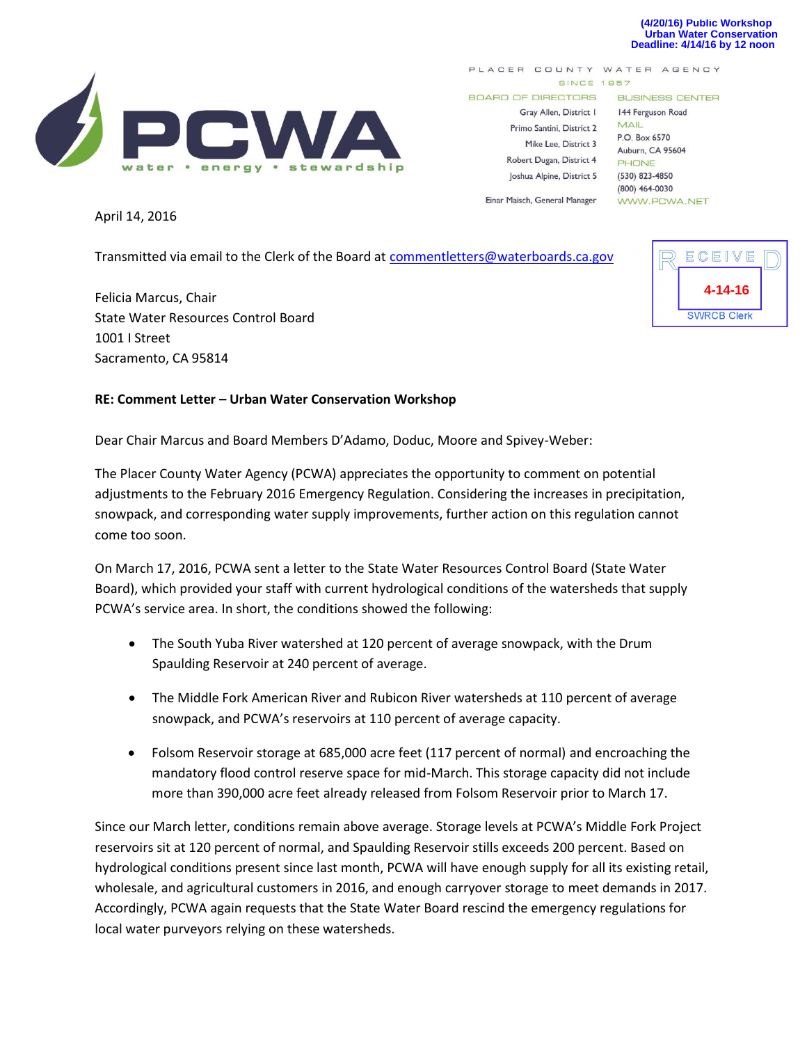(4/20/16) Public Workshop
Urban Water Conservation
Deadline: 4/14/16 by 12 noon

PCWA
water • energy • stewardship

PLACER COUNTY WATER AGENCY
SINCE 1957

BOARD OF DIRECTORS
Gray Allen, District I
Primo Santini, District 2
Mike Lee, District 3
Robert Dugan, District 4
Joshua Alpine, District 5
Einar Maisch, General Manager

BUSINESS CENTER
144 Ferguson Road
MAIL
P.O. Box 6570
Auburn, CA 95604
PHONE
(530) 823-4850
(800) 464-0030
WWW.PCWA.NET

RECEIVED
4-14-16
SWRCB Clerk

April 14, 2016

Transmitted via email to the Clerk of the Board at commentletters@waterboards.ca.gov

Felicia Marcus, Chair
State Water Resources Control Board
1001 I Street
Sacramento, CA 95814

**RE: Comment Letter – Urban Water Conservation Workshop**

Dear Chair Marcus and Board Members D'Adamo, Doduc, Moore and Spivey-Weber:

The Placer County Water Agency (PCWA) appreciates the opportunity to comment on potential adjustments to the February 2016 Emergency Regulation. Considering the increases in precipitation, snowpack, and corresponding water supply improvements, further action on this regulation cannot come too soon.

On March 17, 2016, PCWA sent a letter to the State Water Resources Control Board (State Water Board), which provided your staff with current hydrological conditions of the watersheds that supply PCWA's service area. In short, the conditions showed the following:

- The South Yuba River watershed at 120 percent of average snowpack, with the Drum Spaulding Reservoir at 240 percent of average.
- The Middle Fork American River and Rubicon River watersheds at 110 percent of average snowpack, and PCWA's reservoirs at 110 percent of average capacity.
- Folsom Reservoir storage at 685,000 acre feet (117 percent of normal) and encroaching the mandatory flood control reserve space for mid-March. This storage capacity did not include more than 390,000 acre feet already released from Folsom Reservoir prior to March 17.

Since our March letter, conditions remain above average. Storage levels at PCWA's Middle Fork Project reservoirs sit at 120 percent of normal, and Spaulding Reservoir stills exceeds 200 percent. Based on hydrological conditions present since last month, PCWA will have enough supply for all its existing retail, wholesale, and agricultural customers in 2016, and enough carryover storage to meet demands in 2017. Accordingly, PCWA again requests that the State Water Board rescind the emergency regulations for local water purveyors relying on these watersheds.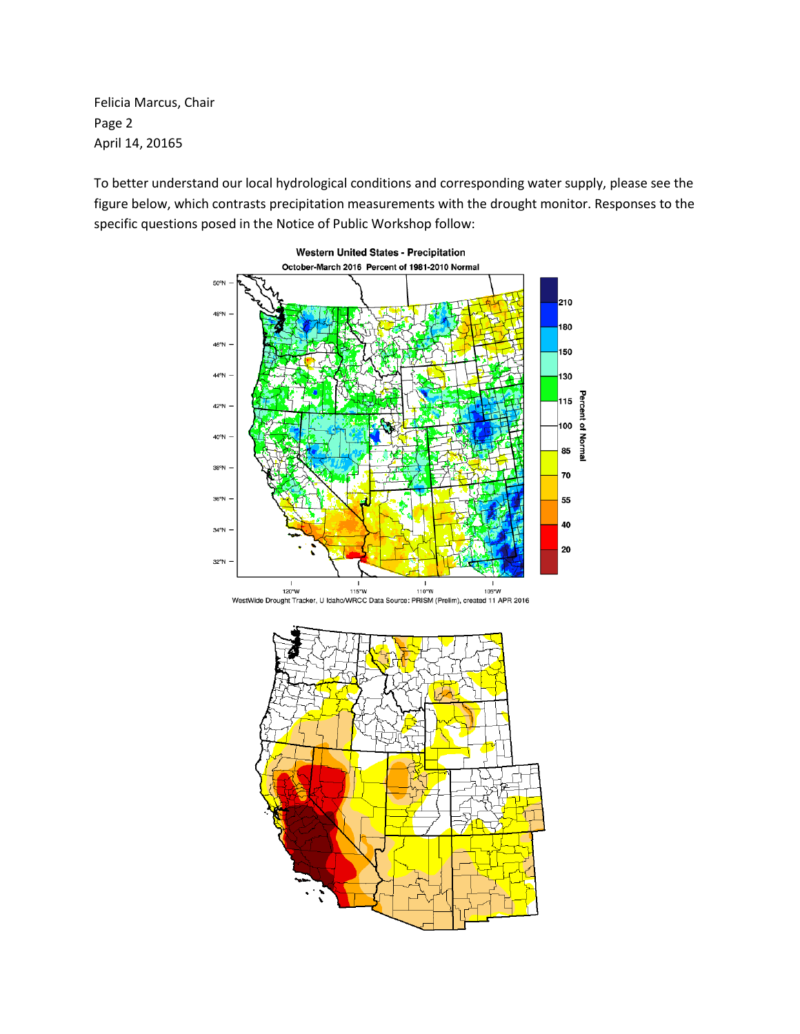To better understand our local hydrological conditions and corresponding water supply, please see the figure below, which contrasts precipitation measurements with the drought monitor. Responses to the specific questions posed in the Notice of Public Workshop follow: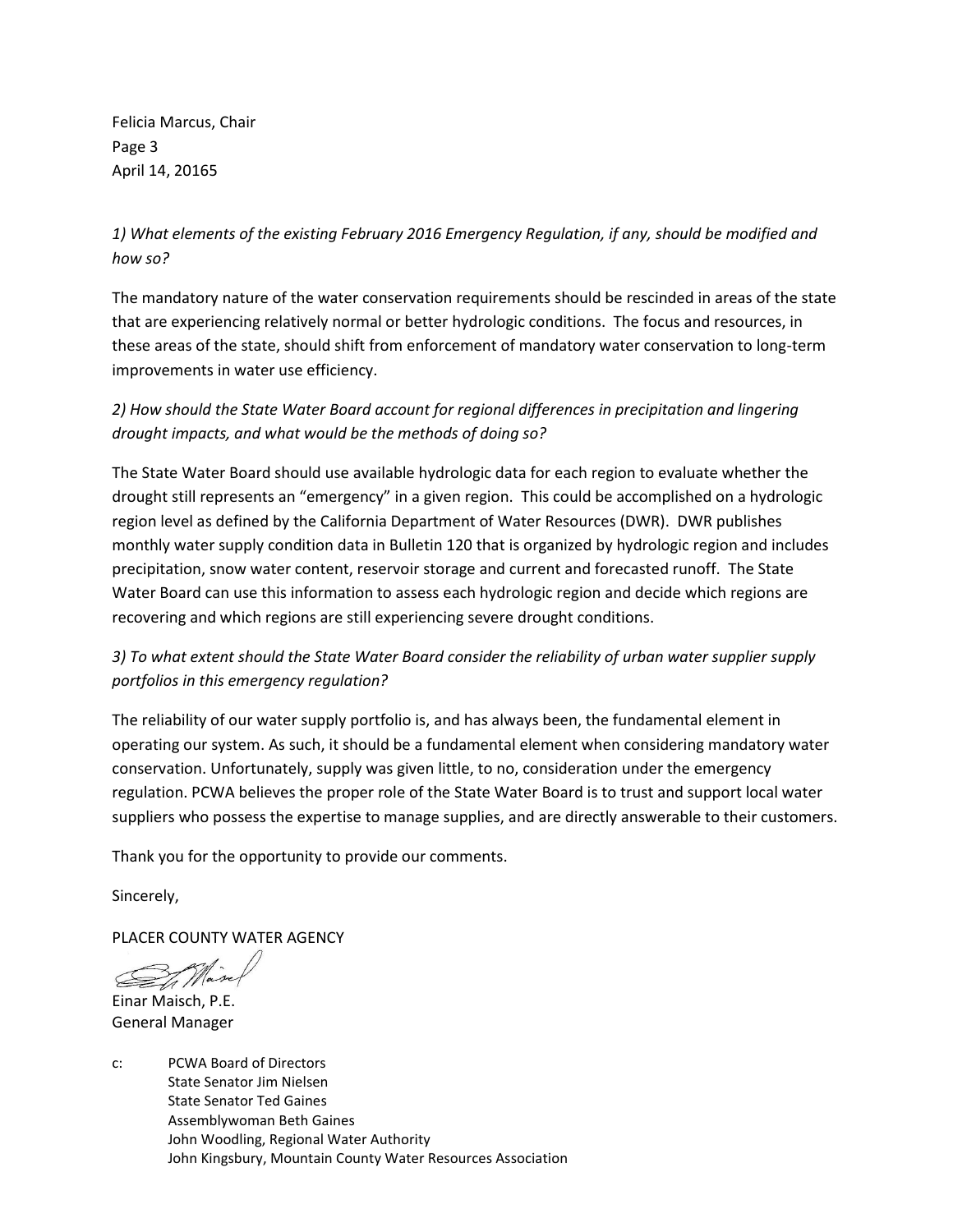Felicia Marcus, Chair
Page 3
April 14, 20165

*1) What elements of the existing February 2016 Emergency Regulation, if any, should be modified and how so?*

The mandatory nature of the water conservation requirements should be rescinded in areas of the state that are experiencing relatively normal or better hydrologic conditions. The focus and resources, in these areas of the state, should shift from enforcement of mandatory water conservation to long-term improvements in water use efficiency.

*2) How should the State Water Board account for regional differences in precipitation and lingering drought impacts, and what would be the methods of doing so?*

The State Water Board should use available hydrologic data for each region to evaluate whether the drought still represents an "emergency" in a given region. This could be accomplished on a hydrologic region level as defined by the California Department of Water Resources (DWR). DWR publishes monthly water supply condition data in Bulletin 120 that is organized by hydrologic region and includes precipitation, snow water content, reservoir storage and current and forecasted runoff. The State Water Board can use this information to assess each hydrologic region and decide which regions are recovering and which regions are still experiencing severe drought conditions.

*3) To what extent should the State Water Board consider the reliability of urban water supplier supply portfolios in this emergency regulation?*

The reliability of our water supply portfolio is, and has always been, the fundamental element in operating our system. As such, it should be a fundamental element when considering mandatory water conservation. Unfortunately, supply was given little, to no, consideration under the emergency regulation. PCWA believes the proper role of the State Water Board is to trust and support local water suppliers who possess the expertise to manage supplies, and are directly answerable to their customers.

Thank you for the opportunity to provide our comments.

Sincerely,

PLACER COUNTY WATER AGENCY

Einar Maisch, P.E.
General Manager

c: PCWA Board of Directors
State Senator Jim Nielsen
State Senator Ted Gaines
Assemblywoman Beth Gaines
John Woodling, Regional Water Authority
John Kingsbury, Mountain County Water Resources Association